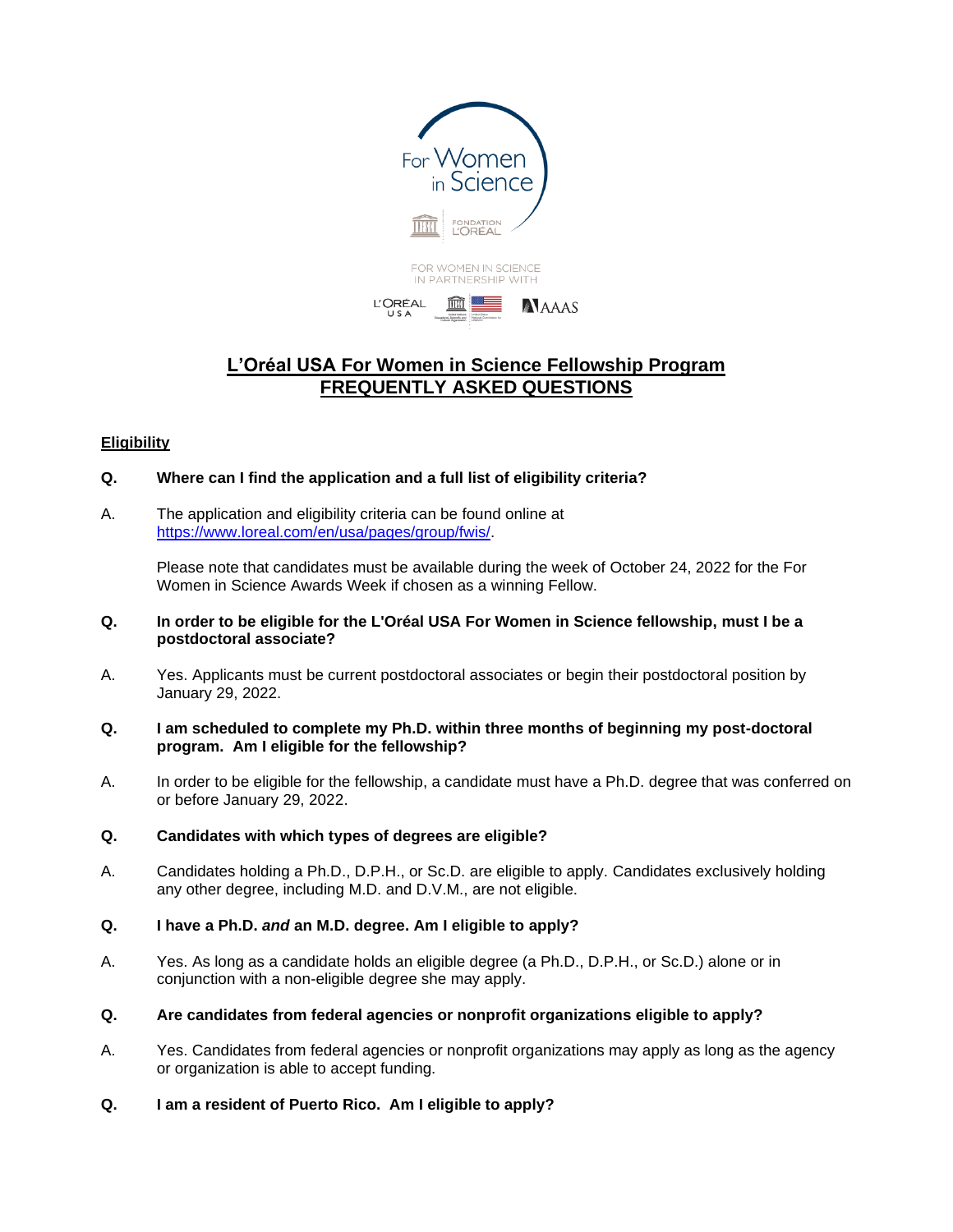# L'Oréal USA For Women in Science Fellowship Program
# FREQUENTLY ASKED QUESTIONS

## Eligibility

**Q. Where can I find the application and a full list of eligibility criteria?**

A. The application and eligibility criteria can be found online at https://www.loreal.com/en/usa/pages/group/fwis/.

Please note that candidates must be available during the week of October 24, 2022 for the For Women in Science Awards Week if chosen as a winning Fellow.

**Q. In order to be eligible for the L'Oréal USA For Women in Science fellowship, must I be a postdoctoral associate?**

A. Yes. Applicants must be current postdoctoral associates or begin their postdoctoral position by January 29, 2022.

**Q. I am scheduled to complete my Ph.D. within three months of beginning my post-doctoral program. Am I eligible for the fellowship?**

A. In order to be eligible for the fellowship, a candidate must have a Ph.D. degree that was conferred on or before January 29, 2022.

**Q. Candidates with which types of degrees are eligible?**

A. Candidates holding a Ph.D., D.P.H., or Sc.D. are eligible to apply. Candidates exclusively holding any other degree, including M.D. and D.V.M., are not eligible.

**Q. I have a Ph.D. *and* an M.D. degree. Am I eligible to apply?**

A. Yes. As long as a candidate holds an eligible degree (a Ph.D., D.P.H., or Sc.D.) alone or in conjunction with a non-eligible degree she may apply.

**Q. Are candidates from federal agencies or nonprofit organizations eligible to apply?**

A. Yes. Candidates from federal agencies or nonprofit organizations may apply as long as the agency or organization is able to accept funding.

**Q. I am a resident of Puerto Rico. Am I eligible to apply?**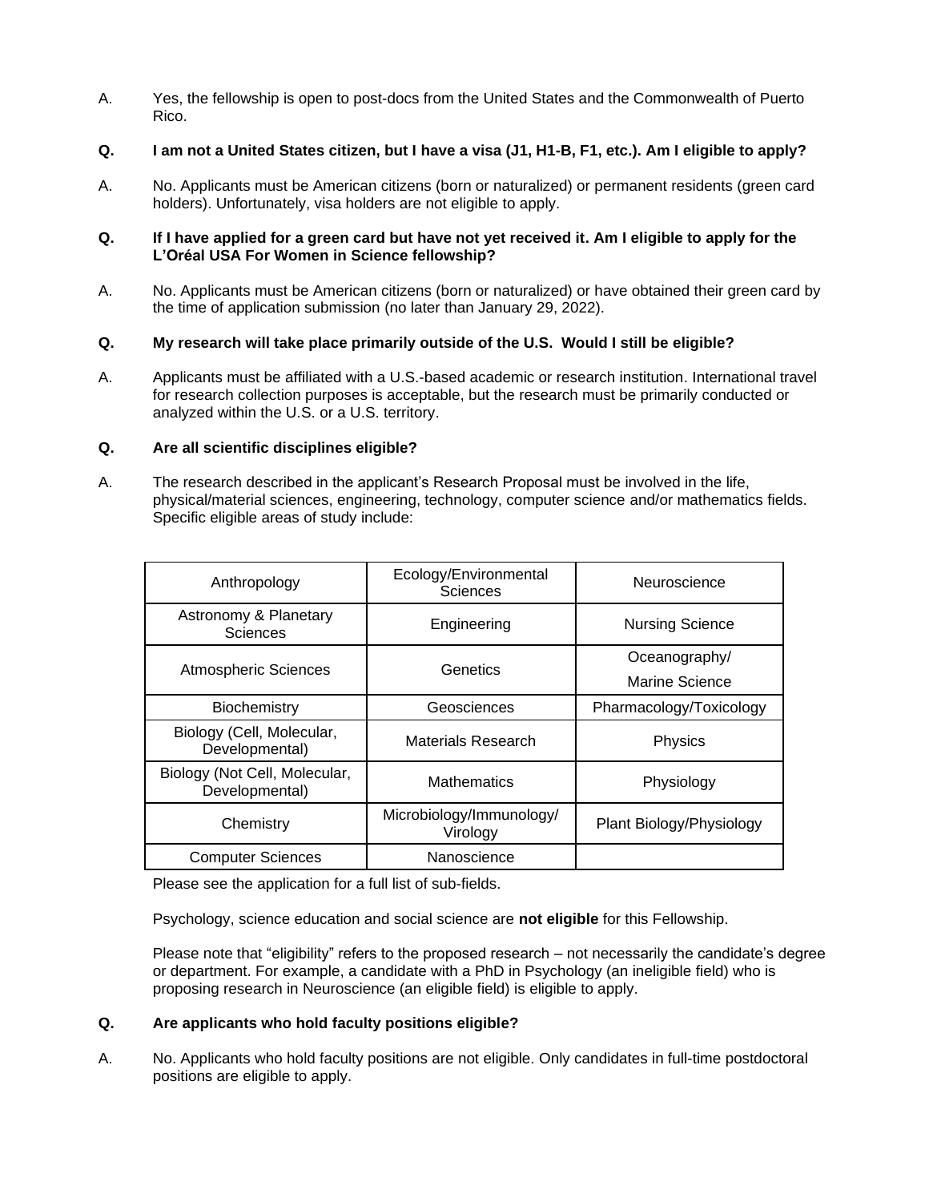A. Yes, the fellowship is open to post-docs from the United States and the Commonwealth of Puerto Rico.

**Q. I am not a United States citizen, but I have a visa (J1, H1-B, F1, etc.). Am I eligible to apply?**

A. No. Applicants must be American citizens (born or naturalized) or permanent residents (green card holders). Unfortunately, visa holders are not eligible to apply.

**Q. If I have applied for a green card but have not yet received it. Am I eligible to apply for the L'Oréal USA For Women in Science fellowship?**

A. No. Applicants must be American citizens (born or naturalized) or have obtained their green card by the time of application submission (no later than January 29, 2022).

**Q. My research will take place primarily outside of the U.S. Would I still be eligible?**

A. Applicants must be affiliated with a U.S.-based academic or research institution. International travel for research collection purposes is acceptable, but the research must be primarily conducted or analyzed within the U.S. or a U.S. territory.

**Q. Are all scientific disciplines eligible?**

A. The research described in the applicant's Research Proposal must be involved in the life, physical/material sciences, engineering, technology, computer science and/or mathematics fields. Specific eligible areas of study include:

| | | |
|---|---|---|
| Anthropology | Ecology/Environmental Sciences | Neuroscience |
| Astronomy & Planetary Sciences | Engineering | Nursing Science |
| Atmospheric Sciences | Genetics | Oceanography/ Marine Science |
| Biochemistry | Geosciences | Pharmacology/Toxicology |
| Biology (Cell, Molecular, Developmental) | Materials Research | Physics |
| Biology (Not Cell, Molecular, Developmental) | Mathematics | Physiology |
| Chemistry | Microbiology/Immunology/ Virology | Plant Biology/Physiology |
| Computer Sciences | Nanoscience | |

Please see the application for a full list of sub-fields.

Psychology, science education and social science are **not eligible** for this Fellowship.

Please note that "eligibility" refers to the proposed research – not necessarily the candidate's degree or department. For example, a candidate with a PhD in Psychology (an ineligible field) who is proposing research in Neuroscience (an eligible field) is eligible to apply.

**Q. Are applicants who hold faculty positions eligible?**

A. No. Applicants who hold faculty positions are not eligible. Only candidates in full-time postdoctoral positions are eligible to apply.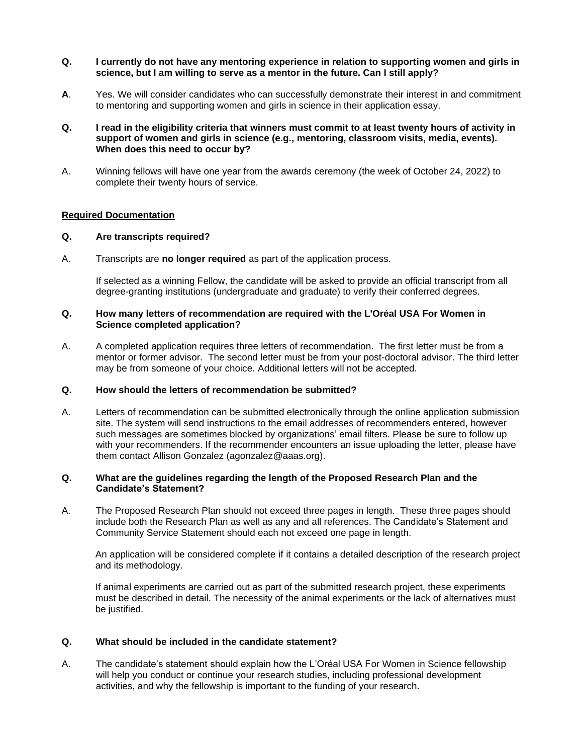**Q. I currently do not have any mentoring experience in relation to supporting women and girls in science, but I am willing to serve as a mentor in the future. Can I still apply?**

**A**. Yes. We will consider candidates who can successfully demonstrate their interest in and commitment to mentoring and supporting women and girls in science in their application essay.

**Q. I read in the eligibility criteria that winners must commit to at least twenty hours of activity in support of women and girls in science (e.g., mentoring, classroom visits, media, events). When does this need to occur by?**

A. Winning fellows will have one year from the awards ceremony (the week of October 24, 2022) to complete their twenty hours of service.

## Required Documentation

**Q. Are transcripts required?**

A. Transcripts are **no longer required** as part of the application process.

If selected as a winning Fellow, the candidate will be asked to provide an official transcript from all degree-granting institutions (undergraduate and graduate) to verify their conferred degrees.

**Q. How many letters of recommendation are required with the L'Oréal USA For Women in Science completed application?**

A. A completed application requires three letters of recommendation. The first letter must be from a mentor or former advisor. The second letter must be from your post-doctoral advisor. The third letter may be from someone of your choice. Additional letters will not be accepted.

**Q. How should the letters of recommendation be submitted?**

A. Letters of recommendation can be submitted electronically through the online application submission site. The system will send instructions to the email addresses of recommenders entered, however such messages are sometimes blocked by organizations' email filters. Please be sure to follow up with your recommenders. If the recommender encounters an issue uploading the letter, please have them contact Allison Gonzalez (agonzalez@aaas.org).

**Q. What are the guidelines regarding the length of the Proposed Research Plan and the Candidate's Statement?**

A. The Proposed Research Plan should not exceed three pages in length. These three pages should include both the Research Plan as well as any and all references. The Candidate's Statement and Community Service Statement should each not exceed one page in length.

An application will be considered complete if it contains a detailed description of the research project and its methodology.

If animal experiments are carried out as part of the submitted research project, these experiments must be described in detail. The necessity of the animal experiments or the lack of alternatives must be justified.

**Q. What should be included in the candidate statement?**

A. The candidate's statement should explain how the L'Oréal USA For Women in Science fellowship will help you conduct or continue your research studies, including professional development activities, and why the fellowship is important to the funding of your research.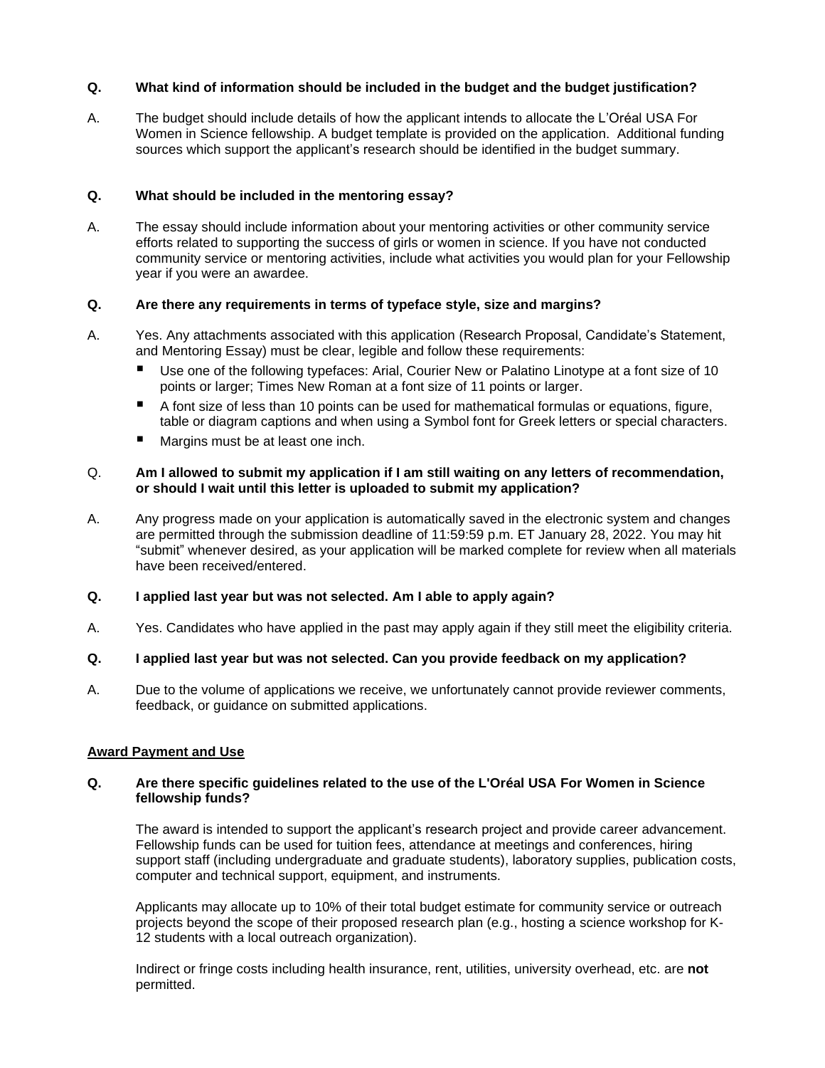**Q. What kind of information should be included in the budget and the budget justification?**

A. The budget should include details of how the applicant intends to allocate the L'Oréal USA For Women in Science fellowship. A budget template is provided on the application. Additional funding sources which support the applicant's research should be identified in the budget summary.

**Q. What should be included in the mentoring essay?**

A. The essay should include information about your mentoring activities or other community service efforts related to supporting the success of girls or women in science. If you have not conducted community service or mentoring activities, include what activities you would plan for your Fellowship year if you were an awardee.

**Q. Are there any requirements in terms of typeface style, size and margins?**

A. Yes. Any attachments associated with this application (Research Proposal, Candidate's Statement, and Mentoring Essay) must be clear, legible and follow these requirements:

- Use one of the following typefaces: Arial, Courier New or Palatino Linotype at a font size of 10 points or larger; Times New Roman at a font size of 11 points or larger.
- A font size of less than 10 points can be used for mathematical formulas or equations, figure, table or diagram captions and when using a Symbol font for Greek letters or special characters.
- Margins must be at least one inch.

Q. **Am I allowed to submit my application if I am still waiting on any letters of recommendation, or should I wait until this letter is uploaded to submit my application?**

A. Any progress made on your application is automatically saved in the electronic system and changes are permitted through the submission deadline of 11:59:59 p.m. ET January 28, 2022. You may hit "submit" whenever desired, as your application will be marked complete for review when all materials have been received/entered.

**Q. I applied last year but was not selected. Am I able to apply again?**

A. Yes. Candidates who have applied in the past may apply again if they still meet the eligibility criteria.

**Q. I applied last year but was not selected. Can you provide feedback on my application?**

A. Due to the volume of applications we receive, we unfortunately cannot provide reviewer comments, feedback, or guidance on submitted applications.

**Award Payment and Use**

**Q. Are there specific guidelines related to the use of the L'Oréal USA For Women in Science fellowship funds?**

The award is intended to support the applicant's research project and provide career advancement. Fellowship funds can be used for tuition fees, attendance at meetings and conferences, hiring support staff (including undergraduate and graduate students), laboratory supplies, publication costs, computer and technical support, equipment, and instruments.

Applicants may allocate up to 10% of their total budget estimate for community service or outreach projects beyond the scope of their proposed research plan (e.g., hosting a science workshop for K-12 students with a local outreach organization).

Indirect or fringe costs including health insurance, rent, utilities, university overhead, etc. are **not** permitted.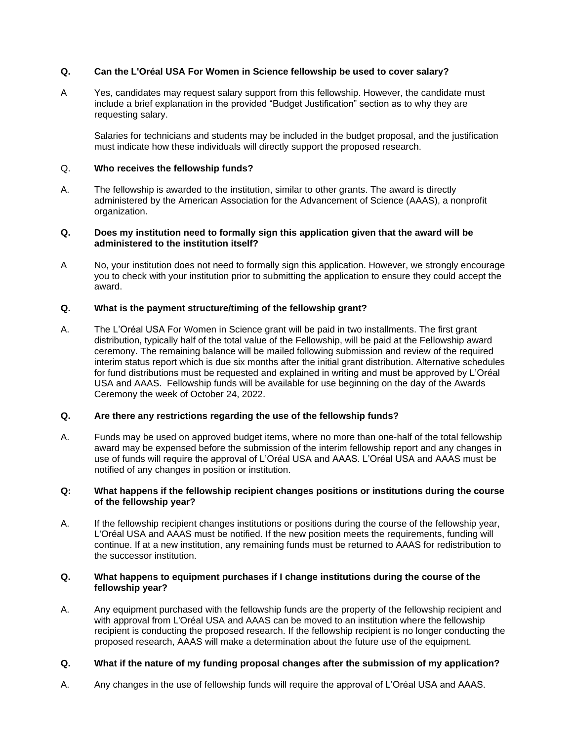**Q. Can the L'Oréal USA For Women in Science fellowship be used to cover salary?**

A Yes, candidates may request salary support from this fellowship. However, the candidate must include a brief explanation in the provided "Budget Justification" section as to why they are requesting salary.

Salaries for technicians and students may be included in the budget proposal, and the justification must indicate how these individuals will directly support the proposed research.

Q. **Who receives the fellowship funds?**

A. The fellowship is awarded to the institution, similar to other grants. The award is directly administered by the American Association for the Advancement of Science (AAAS), a nonprofit organization.

**Q. Does my institution need to formally sign this application given that the award will be administered to the institution itself?**

A No, your institution does not need to formally sign this application. However, we strongly encourage you to check with your institution prior to submitting the application to ensure they could accept the award.

**Q. What is the payment structure/timing of the fellowship grant?**

A. The L'Oréal USA For Women in Science grant will be paid in two installments. The first grant distribution, typically half of the total value of the Fellowship, will be paid at the Fellowship award ceremony. The remaining balance will be mailed following submission and review of the required interim status report which is due six months after the initial grant distribution. Alternative schedules for fund distributions must be requested and explained in writing and must be approved by L'Oréal USA and AAAS. Fellowship funds will be available for use beginning on the day of the Awards Ceremony the week of October 24, 2022.

**Q. Are there any restrictions regarding the use of the fellowship funds?**

A. Funds may be used on approved budget items, where no more than one-half of the total fellowship award may be expensed before the submission of the interim fellowship report and any changes in use of funds will require the approval of L'Oréal USA and AAAS. L'Oréal USA and AAAS must be notified of any changes in position or institution.

**Q: What happens if the fellowship recipient changes positions or institutions during the course of the fellowship year?**

A. If the fellowship recipient changes institutions or positions during the course of the fellowship year, L'Oréal USA and AAAS must be notified. If the new position meets the requirements, funding will continue. If at a new institution, any remaining funds must be returned to AAAS for redistribution to the successor institution.

**Q. What happens to equipment purchases if I change institutions during the course of the fellowship year?**

A. Any equipment purchased with the fellowship funds are the property of the fellowship recipient and with approval from L'Oréal USA and AAAS can be moved to an institution where the fellowship recipient is conducting the proposed research. If the fellowship recipient is no longer conducting the proposed research, AAAS will make a determination about the future use of the equipment.

**Q. What if the nature of my funding proposal changes after the submission of my application?**

A. Any changes in the use of fellowship funds will require the approval of L'Oréal USA and AAAS.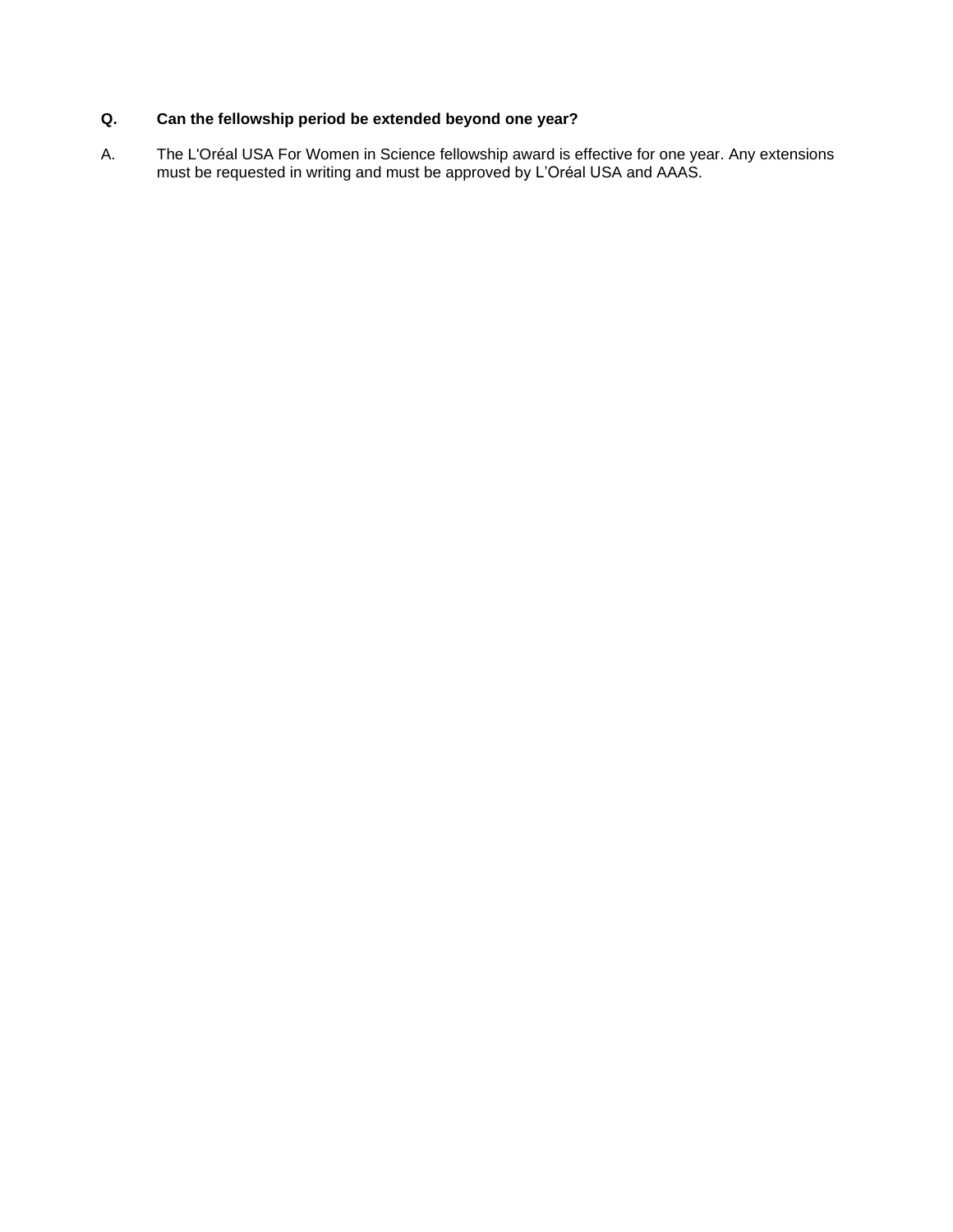**Q. Can the fellowship period be extended beyond one year?**

A. The L'Oréal USA For Women in Science fellowship award is effective for one year. Any extensions must be requested in writing and must be approved by L'Oréal USA and AAAS.